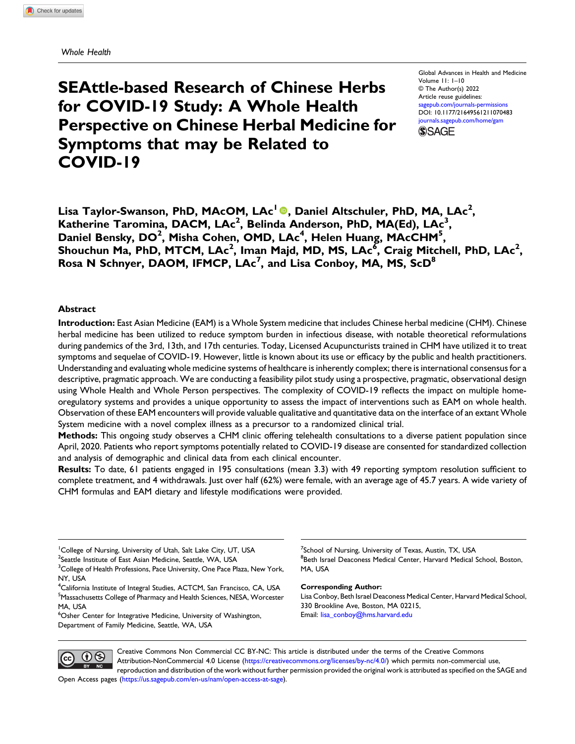Whole Health

# SEAttle-based Research of Chinese Herbs for COVID-19 Study: A Whole Health Perspective on Chinese Herbal Medicine for Symptoms that may be Related to COVID-19

Global Advances in Health and Medicine
Volume 11: 1–10
© The Author(s) 2022
Article reuse guidelines:
sagepub.com/journals-permissions
DOI: 10.1177/21649561211070483
journals.sagepub.com/home/gam

**Lisa Taylor-Swanson, PhD, MAcOM, LAc[1], Daniel Altschuler, PhD, MA, LAc[2], Katherine Taromina, DACM, LAc[2], Belinda Anderson, PhD, MA(Ed), LAc[3], Daniel Bensky, DO[2], Misha Cohen, OMD, LAc[4], Helen Huang, MAcCHM[5], Shouchun Ma, PhD, MTCM, LAc[2], Iman Majd, MD, MS, LAc[6], Craig Mitchell, PhD, LAc[2], Rosa N Schnyer, DAOM, IFMCP, LAc[7], and Lisa Conboy, MA, MS, ScD[8]**

## Abstract

**Introduction:** East Asian Medicine (EAM) is a Whole System medicine that includes Chinese herbal medicine (CHM). Chinese herbal medicine has been utilized to reduce symptom burden in infectious disease, with notable theoretical reformulations during pandemics of the 3rd, 13th, and 17th centuries. Today, Licensed Acupuncturists trained in CHM have utilized it to treat symptoms and sequelae of COVID-19. However, little is known about its use or efficacy by the public and health practitioners. Understanding and evaluating whole medicine systems of healthcare is inherently complex; there is international consensus for a descriptive, pragmatic approach. We are conducting a feasibility pilot study using a prospective, pragmatic, observational design using Whole Health and Whole Person perspectives. The complexity of COVID-19 reflects the impact on multiple homeoregulatory systems and provides a unique opportunity to assess the impact of interventions such as EAM on whole health. Observation of these EAM encounters will provide valuable qualitative and quantitative data on the interface of an extant Whole System medicine with a novel complex illness as a precursor to a randomized clinical trial.

**Methods:** This ongoing study observes a CHM clinic offering telehealth consultations to a diverse patient population since April, 2020. Patients who report symptoms potentially related to COVID-19 disease are consented for standardized collection and analysis of demographic and clinical data from each clinical encounter.

**Results:** To date, 61 patients engaged in 195 consultations (mean 3.3) with 49 reporting symptom resolution sufficient to complete treatment, and 4 withdrawals. Just over half (62%) were female, with an average age of 45.7 years. A wide variety of CHM formulas and EAM dietary and lifestyle modifications were provided.

[1]College of Nursing, University of Utah, Salt Lake City, UT, USA
[2]Seattle Institute of East Asian Medicine, Seattle, WA, USA
[3]College of Health Professions, Pace University, One Pace Plaza, New York, NY, USA
[4]California Institute of Integral Studies, ACTCM, San Francisco, CA, USA
[5]Massachusetts College of Pharmacy and Health Sciences, NESA, Worcester MA, USA
[6]Osher Center for Integrative Medicine, University of Washington, Department of Family Medicine, Seattle, WA, USA
[7]School of Nursing, University of Texas, Austin, TX, USA
[8]Beth Israel Deaconess Medical Center, Harvard Medical School, Boston, MA, USA

**Corresponding Author:**
Lisa Conboy, Beth Israel Deaconess Medical Center, Harvard Medical School, 330 Brookline Ave, Boston, MA 02215,
Email: lisa_conboy@hms.harvard.edu

Creative Commons Non Commercial CC BY-NC: This article is distributed under the terms of the Creative Commons Attribution-NonCommercial 4.0 License (https://creativecommons.org/licenses/by-nc/4.0/) which permits non-commercial use, reproduction and distribution of the work without further permission provided the original work is attributed as specified on the SAGE and Open Access pages (https://us.sagepub.com/en-us/nam/open-access-at-sage).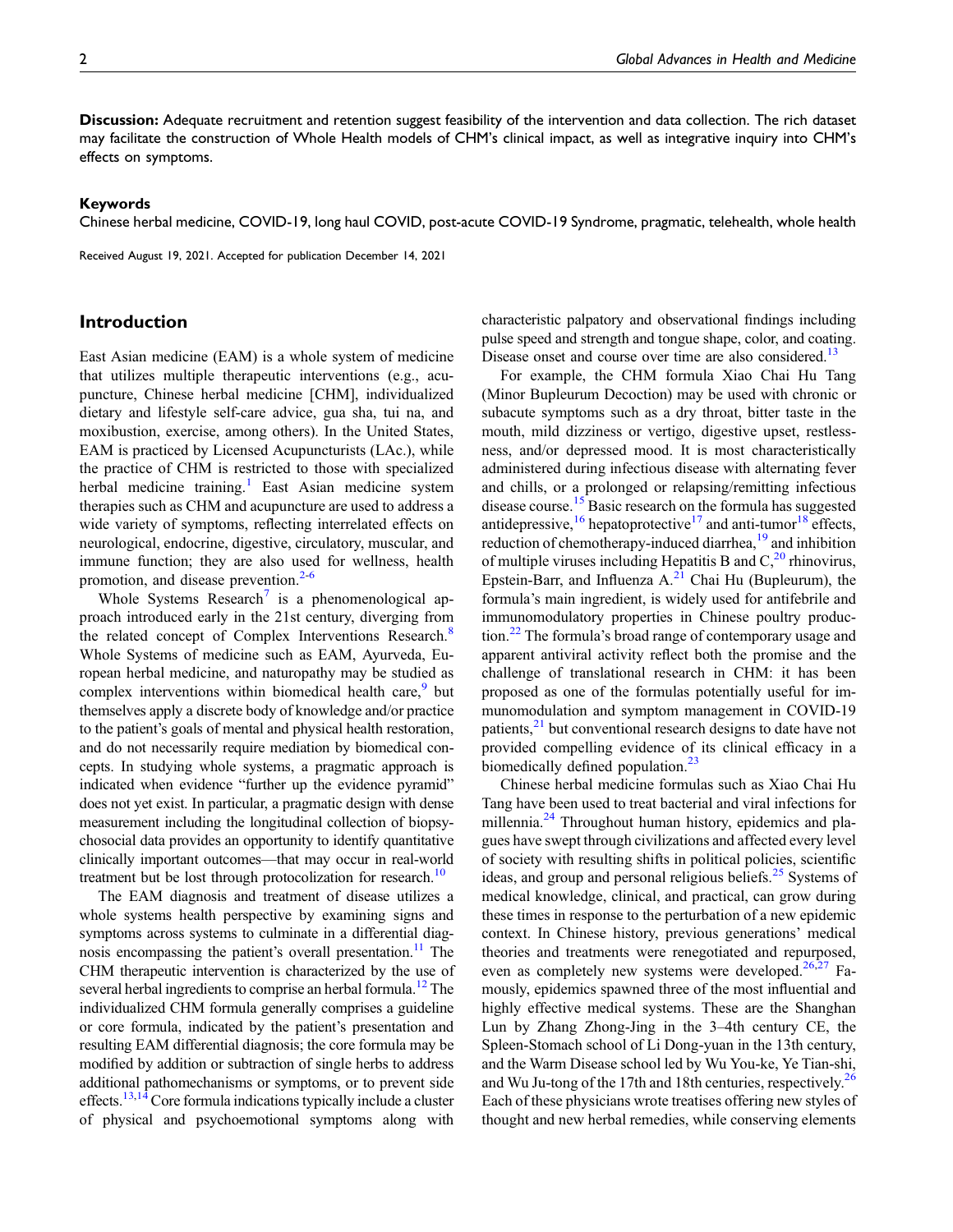**Discussion:** Adequate recruitment and retention suggest feasibility of the intervention and data collection. The rich dataset may facilitate the construction of Whole Health models of CHM's clinical impact, as well as integrative inquiry into CHM's effects on symptoms.

### Keywords

Chinese herbal medicine, COVID-19, long haul COVID, post-acute COVID-19 Syndrome, pragmatic, telehealth, whole health

Received August 19, 2021. Accepted for publication December 14, 2021

## Introduction

East Asian medicine (EAM) is a whole system of medicine that utilizes multiple therapeutic interventions (e.g., acupuncture, Chinese herbal medicine [CHM], individualized dietary and lifestyle self-care advice, gua sha, tui na, and moxibustion, exercise, among others). In the United States, EAM is practiced by Licensed Acupuncturists (LAc.), while the practice of CHM is restricted to those with specialized herbal medicine training.[1] East Asian medicine system therapies such as CHM and acupuncture are used to address a wide variety of symptoms, reflecting interrelated effects on neurological, endocrine, digestive, circulatory, muscular, and immune function; they are also used for wellness, health promotion, and disease prevention.[2-6]

Whole Systems Research[7] is a phenomenological approach introduced early in the 21st century, diverging from the related concept of Complex Interventions Research.[8] Whole Systems of medicine such as EAM, Ayurveda, European herbal medicine, and naturopathy may be studied as complex interventions within biomedical health care,[9] but themselves apply a discrete body of knowledge and/or practice to the patient's goals of mental and physical health restoration, and do not necessarily require mediation by biomedical concepts. In studying whole systems, a pragmatic approach is indicated when evidence "further up the evidence pyramid" does not yet exist. In particular, a pragmatic design with dense measurement including the longitudinal collection of biopsychosocial data provides an opportunity to identify quantitative clinically important outcomes—that may occur in real-world treatment but be lost through protocolization for research.[10]

The EAM diagnosis and treatment of disease utilizes a whole systems health perspective by examining signs and symptoms across systems to culminate in a differential diagnosis encompassing the patient's overall presentation.[11] The CHM therapeutic intervention is characterized by the use of several herbal ingredients to comprise an herbal formula.[12] The individualized CHM formula generally comprises a guideline or core formula, indicated by the patient's presentation and resulting EAM differential diagnosis; the core formula may be modified by addition or subtraction of single herbs to address additional pathomechanisms or symptoms, or to prevent side effects.[13,14] Core formula indications typically include a cluster of physical and psychoemotional symptoms along with characteristic palpatory and observational findings including pulse speed and strength and tongue shape, color, and coating. Disease onset and course over time are also considered.[13]

For example, the CHM formula Xiao Chai Hu Tang (Minor Bupleurum Decoction) may be used with chronic or subacute symptoms such as a dry throat, bitter taste in the mouth, mild dizziness or vertigo, digestive upset, restlessness, and/or depressed mood. It is most characteristically administered during infectious disease with alternating fever and chills, or a prolonged or relapsing/remitting infectious disease course.[15] Basic research on the formula has suggested antidepressive,[16] hepatoprotective[17] and anti-tumor[18] effects, reduction of chemotherapy-induced diarrhea,[19] and inhibition of multiple viruses including Hepatitis B and C,[20] rhinovirus, Epstein-Barr, and Influenza A.[21] Chai Hu (Bupleurum), the formula's main ingredient, is widely used for antifebrile and immunomodulatory properties in Chinese poultry production.[22] The formula's broad range of contemporary usage and apparent antiviral activity reflect both the promise and the challenge of translational research in CHM: it has been proposed as one of the formulas potentially useful for immunomodulation and symptom management in COVID-19 patients,[21] but conventional research designs to date have not provided compelling evidence of its clinical efficacy in a biomedically defined population.[23]

Chinese herbal medicine formulas such as Xiao Chai Hu Tang have been used to treat bacterial and viral infections for millennia.[24] Throughout human history, epidemics and plagues have swept through civilizations and affected every level of society with resulting shifts in political policies, scientific ideas, and group and personal religious beliefs.[25] Systems of medical knowledge, clinical, and practical, can grow during these times in response to the perturbation of a new epidemic context. In Chinese history, previous generations' medical theories and treatments were renegotiated and repurposed, even as completely new systems were developed.[26,27] Famously, epidemics spawned three of the most influential and highly effective medical systems. These are the Shanghan Lun by Zhang Zhong-Jing in the 3–4th century CE, the Spleen-Stomach school of Li Dong-yuan in the 13th century, and the Warm Disease school led by Wu You-ke, Ye Tian-shi, and Wu Ju-tong of the 17th and 18th centuries, respectively.[26] Each of these physicians wrote treatises offering new styles of thought and new herbal remedies, while conserving elements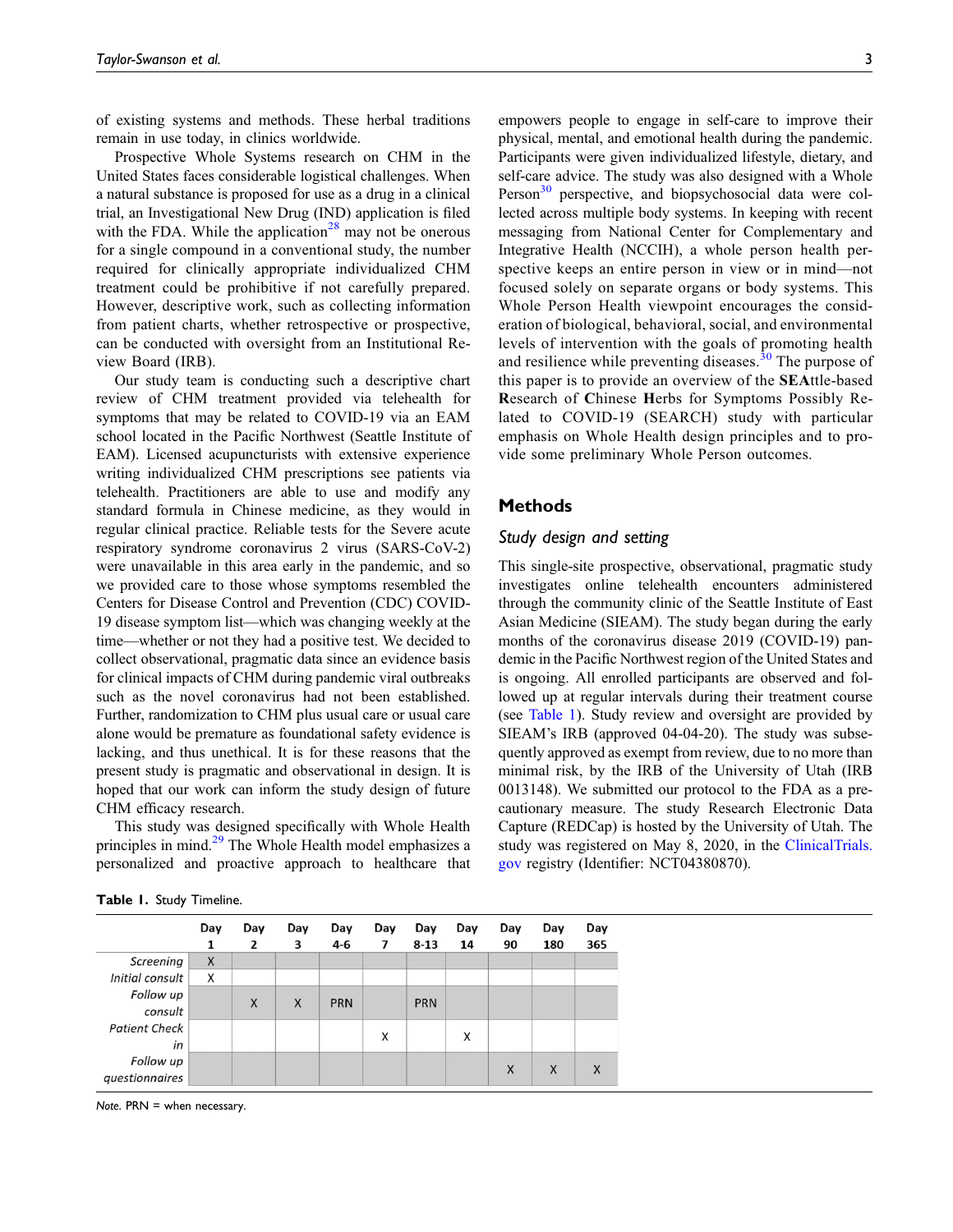of existing systems and methods. These herbal traditions remain in use today, in clinics worldwide.

Prospective Whole Systems research on CHM in the United States faces considerable logistical challenges. When a natural substance is proposed for use as a drug in a clinical trial, an Investigational New Drug (IND) application is filed with the FDA. While the application[28] may not be onerous for a single compound in a conventional study, the number required for clinically appropriate individualized CHM treatment could be prohibitive if not carefully prepared. However, descriptive work, such as collecting information from patient charts, whether retrospective or prospective, can be conducted with oversight from an Institutional Review Board (IRB).

Our study team is conducting such a descriptive chart review of CHM treatment provided via telehealth for symptoms that may be related to COVID-19 via an EAM school located in the Pacific Northwest (Seattle Institute of EAM). Licensed acupuncturists with extensive experience writing individualized CHM prescriptions see patients via telehealth. Practitioners are able to use and modify any standard formula in Chinese medicine, as they would in regular clinical practice. Reliable tests for the Severe acute respiratory syndrome coronavirus 2 virus (SARS-CoV-2) were unavailable in this area early in the pandemic, and so we provided care to those whose symptoms resembled the Centers for Disease Control and Prevention (CDC) COVID-19 disease symptom list—which was changing weekly at the time—whether or not they had a positive test. We decided to collect observational, pragmatic data since an evidence basis for clinical impacts of CHM during pandemic viral outbreaks such as the novel coronavirus had not been established. Further, randomization to CHM plus usual care or usual care alone would be premature as foundational safety evidence is lacking, and thus unethical. It is for these reasons that the present study is pragmatic and observational in design. It is hoped that our work can inform the study design of future CHM efficacy research.

This study was designed specifically with Whole Health principles in mind.[29] The Whole Health model emphasizes a personalized and proactive approach to healthcare that empowers people to engage in self-care to improve their physical, mental, and emotional health during the pandemic. Participants were given individualized lifestyle, dietary, and self-care advice. The study was also designed with a Whole Person[30] perspective, and biopsychosocial data were collected across multiple body systems. In keeping with recent messaging from National Center for Complementary and Integrative Health (NCCIH), a whole person health perspective keeps an entire person in view or in mind—not focused solely on separate organs or body systems. This Whole Person Health viewpoint encourages the consideration of biological, behavioral, social, and environmental levels of intervention with the goals of promoting health and resilience while preventing diseases.[30] The purpose of this paper is to provide an overview of the **SEA**ttle-based **R**esearch of **C**hinese **H**erbs for Symptoms Possibly Related to COVID-19 (SEARCH) study with particular emphasis on Whole Health design principles and to provide some preliminary Whole Person outcomes.

## Methods

### *Study design and setting*

This single-site prospective, observational, pragmatic study investigates online telehealth encounters administered through the community clinic of the Seattle Institute of East Asian Medicine (SIEAM). The study began during the early months of the coronavirus disease 2019 (COVID-19) pandemic in the Pacific Northwest region of the United States and is ongoing. All enrolled participants are observed and followed up at regular intervals during their treatment course (see Table 1). Study review and oversight are provided by SIEAM's IRB (approved 04-04-20). The study was subsequently approved as exempt from review, due to no more than minimal risk, by the IRB of the University of Utah (IRB 0013148). We submitted our protocol to the FDA as a precautionary measure. The study Research Electronic Data Capture (REDCap) is hosted by the University of Utah. The study was registered on May 8, 2020, in the ClinicalTrials.gov registry (Identifier: NCT04380870).

**Table 1.** Study Timeline.

| | Day 1 | Day 2 | Day 3 | Day 4-6 | Day 7 | Day 8-13 | Day 14 | Day 90 | Day 180 | Day 365 |
|---|---|---|---|---|---|---|---|---|---|---|
| *Screening* | X | | | | | | | | | |
| *Initial consult* | X | | | | | | | | | |
| *Follow up consult* | | X | X | PRN | | PRN | | | | |
| *Patient Check in* | | | | | X | | X | | | |
| *Follow up questionnaires* | | | | | | | | X | X | X |

*Note.* PRN = when necessary.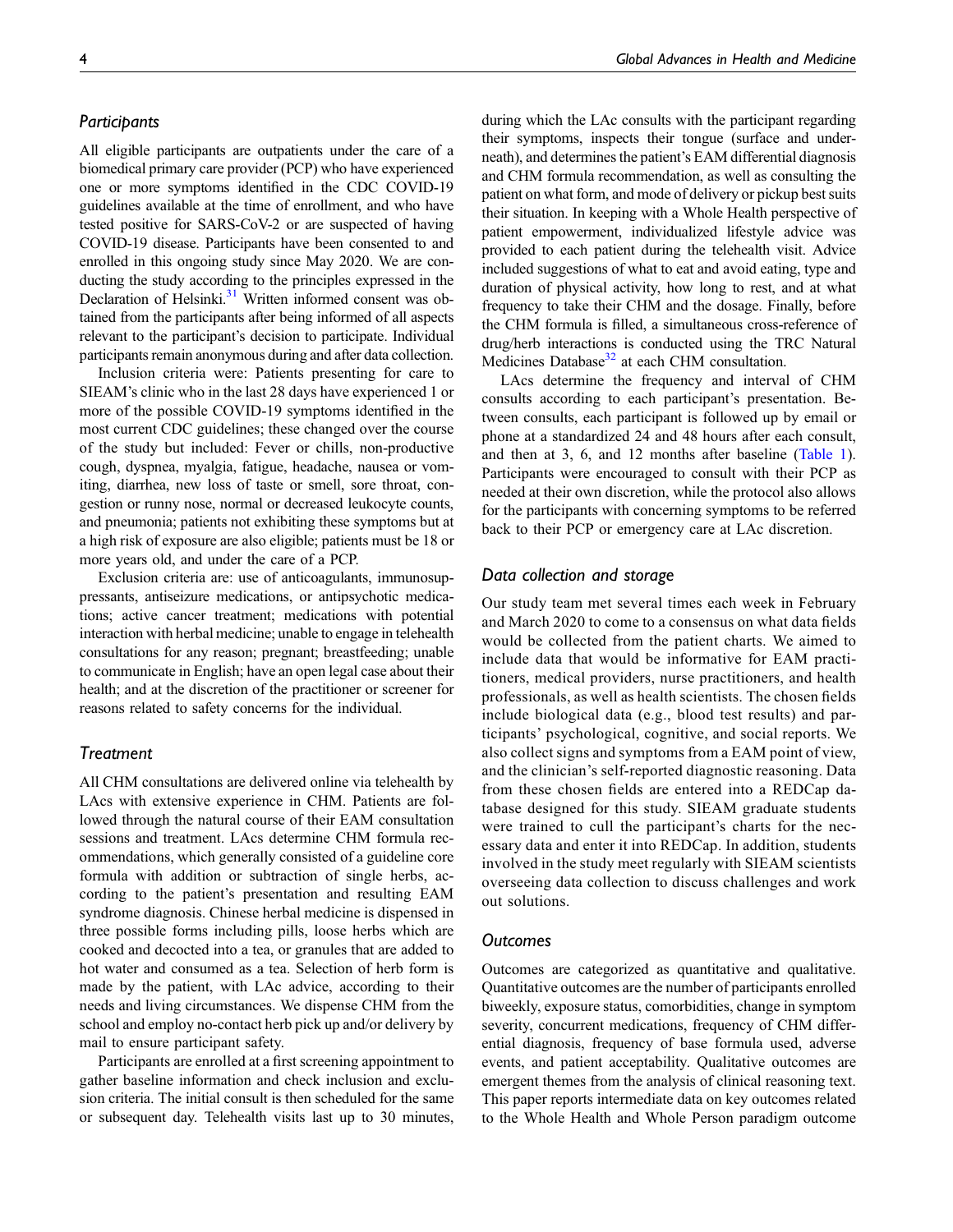### Participants

All eligible participants are outpatients under the care of a biomedical primary care provider (PCP) who have experienced one or more symptoms identified in the CDC COVID-19 guidelines available at the time of enrollment, and who have tested positive for SARS-CoV-2 or are suspected of having COVID-19 disease. Participants have been consented to and enrolled in this ongoing study since May 2020. We are conducting the study according to the principles expressed in the Declaration of Helsinki.[31] Written informed consent was obtained from the participants after being informed of all aspects relevant to the participant's decision to participate. Individual participants remain anonymous during and after data collection.

Inclusion criteria were: Patients presenting for care to SIEAM's clinic who in the last 28 days have experienced 1 or more of the possible COVID-19 symptoms identified in the most current CDC guidelines; these changed over the course of the study but included: Fever or chills, non-productive cough, dyspnea, myalgia, fatigue, headache, nausea or vomiting, diarrhea, new loss of taste or smell, sore throat, congestion or runny nose, normal or decreased leukocyte counts, and pneumonia; patients not exhibiting these symptoms but at a high risk of exposure are also eligible; patients must be 18 or more years old, and under the care of a PCP.

Exclusion criteria are: use of anticoagulants, immunosuppressants, antiseizure medications, or antipsychotic medications; active cancer treatment; medications with potential interaction with herbal medicine; unable to engage in telehealth consultations for any reason; pregnant; breastfeeding; unable to communicate in English; have an open legal case about their health; and at the discretion of the practitioner or screener for reasons related to safety concerns for the individual.

### Treatment

All CHM consultations are delivered online via telehealth by LAcs with extensive experience in CHM. Patients are followed through the natural course of their EAM consultation sessions and treatment. LAcs determine CHM formula recommendations, which generally consisted of a guideline core formula with addition or subtraction of single herbs, according to the patient's presentation and resulting EAM syndrome diagnosis. Chinese herbal medicine is dispensed in three possible forms including pills, loose herbs which are cooked and decocted into a tea, or granules that are added to hot water and consumed as a tea. Selection of herb form is made by the patient, with LAc advice, according to their needs and living circumstances. We dispense CHM from the school and employ no-contact herb pick up and/or delivery by mail to ensure participant safety.

Participants are enrolled at a first screening appointment to gather baseline information and check inclusion and exclusion criteria. The initial consult is then scheduled for the same or subsequent day. Telehealth visits last up to 30 minutes, during which the LAc consults with the participant regarding their symptoms, inspects their tongue (surface and underneath), and determines the patient's EAM differential diagnosis and CHM formula recommendation, as well as consulting the patient on what form, and mode of delivery or pickup best suits their situation. In keeping with a Whole Health perspective of patient empowerment, individualized lifestyle advice was provided to each patient during the telehealth visit. Advice included suggestions of what to eat and avoid eating, type and duration of physical activity, how long to rest, and at what frequency to take their CHM and the dosage. Finally, before the CHM formula is filled, a simultaneous cross-reference of drug/herb interactions is conducted using the TRC Natural Medicines Database[32] at each CHM consultation.

LAcs determine the frequency and interval of CHM consults according to each participant's presentation. Between consults, each participant is followed up by email or phone at a standardized 24 and 48 hours after each consult, and then at 3, 6, and 12 months after baseline (Table 1). Participants were encouraged to consult with their PCP as needed at their own discretion, while the protocol also allows for the participants with concerning symptoms to be referred back to their PCP or emergency care at LAc discretion.

### Data collection and storage

Our study team met several times each week in February and March 2020 to come to a consensus on what data fields would be collected from the patient charts. We aimed to include data that would be informative for EAM practitioners, medical providers, nurse practitioners, and health professionals, as well as health scientists. The chosen fields include biological data (e.g., blood test results) and participants' psychological, cognitive, and social reports. We also collect signs and symptoms from a EAM point of view, and the clinician's self-reported diagnostic reasoning. Data from these chosen fields are entered into a REDCap database designed for this study. SIEAM graduate students were trained to cull the participant's charts for the necessary data and enter it into REDCap. In addition, students involved in the study meet regularly with SIEAM scientists overseeing data collection to discuss challenges and work out solutions.

### Outcomes

Outcomes are categorized as quantitative and qualitative. Quantitative outcomes are the number of participants enrolled biweekly, exposure status, comorbidities, change in symptom severity, concurrent medications, frequency of CHM differential diagnosis, frequency of base formula used, adverse events, and patient acceptability. Qualitative outcomes are emergent themes from the analysis of clinical reasoning text. This paper reports intermediate data on key outcomes related to the Whole Health and Whole Person paradigm outcome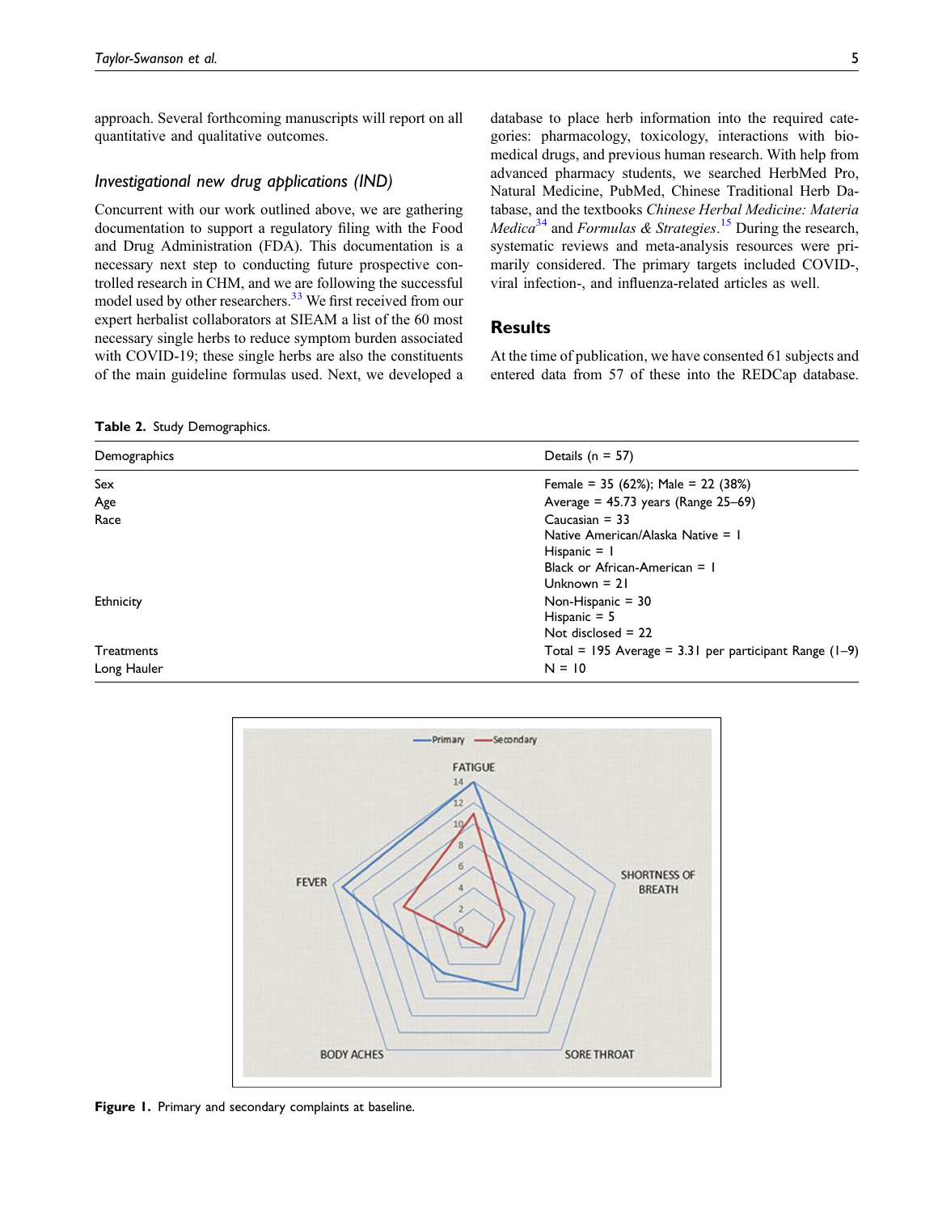approach. Several forthcoming manuscripts will report on all quantitative and qualitative outcomes.

### Investigational new drug applications (IND)

Concurrent with our work outlined above, we are gathering documentation to support a regulatory filing with the Food and Drug Administration (FDA). This documentation is a necessary next step to conducting future prospective controlled research in CHM, and we are following the successful model used by other researchers.[33] We first received from our expert herbalist collaborators at SIEAM a list of the 60 most necessary single herbs to reduce symptom burden associated with COVID-19; these single herbs are also the constituents of the main guideline formulas used. Next, we developed a database to place herb information into the required categories: pharmacology, toxicology, interactions with biomedical drugs, and previous human research. With help from advanced pharmacy students, we searched HerbMed Pro, Natural Medicine, PubMed, Chinese Traditional Herb Database, and the textbooks *Chinese Herbal Medicine: Materia Medica*[34] and *Formulas & Strategies*.[15] During the research, systematic reviews and meta-analysis resources were primarily considered. The primary targets included COVID-, viral infection-, and influenza-related articles as well.

## Results

At the time of publication, we have consented 61 subjects and entered data from 57 of these into the REDCap database.

**Table 2.** Study Demographics.

| Demographics | Details (n = 57) |
|---|---|
| Sex | Female = 35 (62%); Male = 22 (38%) |
| Age | Average = 45.73 years (Range 25–69) |
| Race | Caucasian = 33<br>Native American/Alaska Native = 1<br>Hispanic = 1<br>Black or African-American = 1<br>Unknown = 21 |
| Ethnicity | Non-Hispanic = 30<br>Hispanic = 5<br>Not disclosed = 22 |
| Treatments | Total = 195 Average = 3.31 per participant Range (1–9) |
| Long Hauler | N = 10 |

**Figure 1.** Primary and secondary complaints at baseline.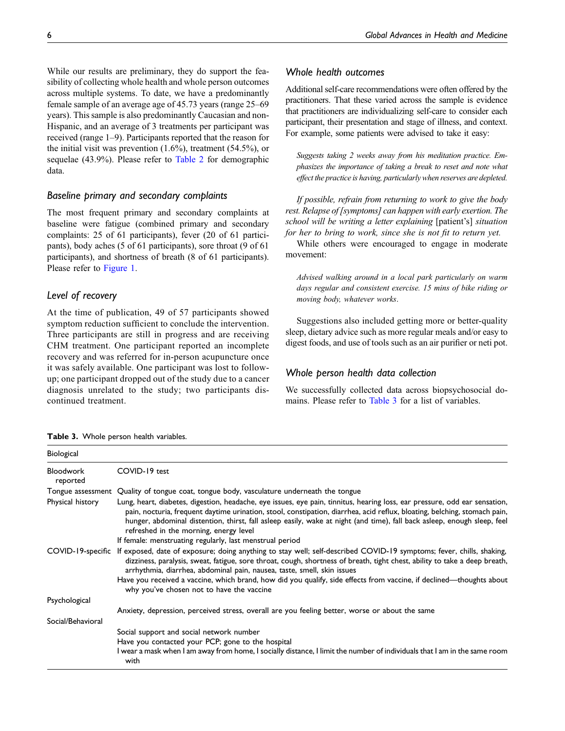While our results are preliminary, they do support the feasibility of collecting whole health and whole person outcomes across multiple systems. To date, we have a predominantly female sample of an average age of 45.73 years (range 25–69 years). This sample is also predominantly Caucasian and non-Hispanic, and an average of 3 treatments per participant was received (range 1–9). Participants reported that the reason for the initial visit was prevention (1.6%), treatment (54.5%), or sequelae (43.9%). Please refer to Table 2 for demographic data.

### Baseline primary and secondary complaints

The most frequent primary and secondary complaints at baseline were fatigue (combined primary and secondary complaints: 25 of 61 participants), fever (20 of 61 participants), body aches (5 of 61 participants), sore throat (9 of 61 participants), and shortness of breath (8 of 61 participants). Please refer to Figure 1.

### Level of recovery

At the time of publication, 49 of 57 participants showed symptom reduction sufficient to conclude the intervention. Three participants are still in progress and are receiving CHM treatment. One participant reported an incomplete recovery and was referred for in-person acupuncture once it was safely available. One participant was lost to follow-up; one participant dropped out of the study due to a cancer diagnosis unrelated to the study; two participants discontinued treatment.

### Whole health outcomes

Additional self-care recommendations were often offered by the practitioners. That these varied across the sample is evidence that practitioners are individualizing self-care to consider each participant, their presentation and stage of illness, and context. For example, some patients were advised to take it easy:

> *Suggests taking 2 weeks away from his meditation practice. Emphasizes the importance of taking a break to reset and note what effect the practice is having, particularly when reserves are depleted.*

> *If possible, refrain from returning to work to give the body rest. Relapse of [symptoms] can happen with early exertion. The school will be writing a letter explaining* [patient's] *situation for her to bring to work, since she is not fit to return yet.*

While others were encouraged to engage in moderate movement:

> *Advised walking around in a local park particularly on warm days regular and consistent exercise. 15 mins of bike riding or moving body, whatever works.*

Suggestions also included getting more or better-quality sleep, dietary advice such as more regular meals and/or easy to digest foods, and use of tools such as an air purifier or neti pot.

### Whole person health data collection

We successfully collected data across biopsychosocial domains. Please refer to Table 3 for a list of variables.

**Table 3.** Whole person health variables.

| Biological | |
|---|---|
| Bloodwork reported | COVID-19 test |
| Tongue assessment | Quality of tongue coat, tongue body, vasculature underneath the tongue |
| Physical history | Lung, heart, diabetes, digestion, headache, eye issues, eye pain, tinnitus, hearing loss, ear pressure, odd ear sensation, pain, nocturia, frequent daytime urination, stool, constipation, diarrhea, acid reflux, bloating, belching, stomach pain, hunger, abdominal distention, thirst, fall asleep easily, wake at night (and time), fall back asleep, enough sleep, feel refreshed in the morning, energy level |
| | If female: menstruating regularly, last menstrual period |
| COVID-19-specific | If exposed, date of exposure; doing anything to stay well; self-described COVID-19 symptoms; fever, chills, shaking, dizziness, paralysis, sweat, fatigue, sore throat, cough, shortness of breath, tight chest, ability to take a deep breath, arrhythmia, diarrhea, abdominal pain, nausea, taste, smell, skin issues |
| | Have you received a vaccine, which brand, how did you qualify, side effects from vaccine, if declined—thoughts about why you've chosen not to have the vaccine |
| Psychological | |
| | Anxiety, depression, perceived stress, overall are you feeling better, worse or about the same |
| Social/Behavioral | |
| | Social support and social network number |
| | Have you contacted your PCP; gone to the hospital |
| | I wear a mask when I am away from home, I socially distance, I limit the number of individuals that I am in the same room with |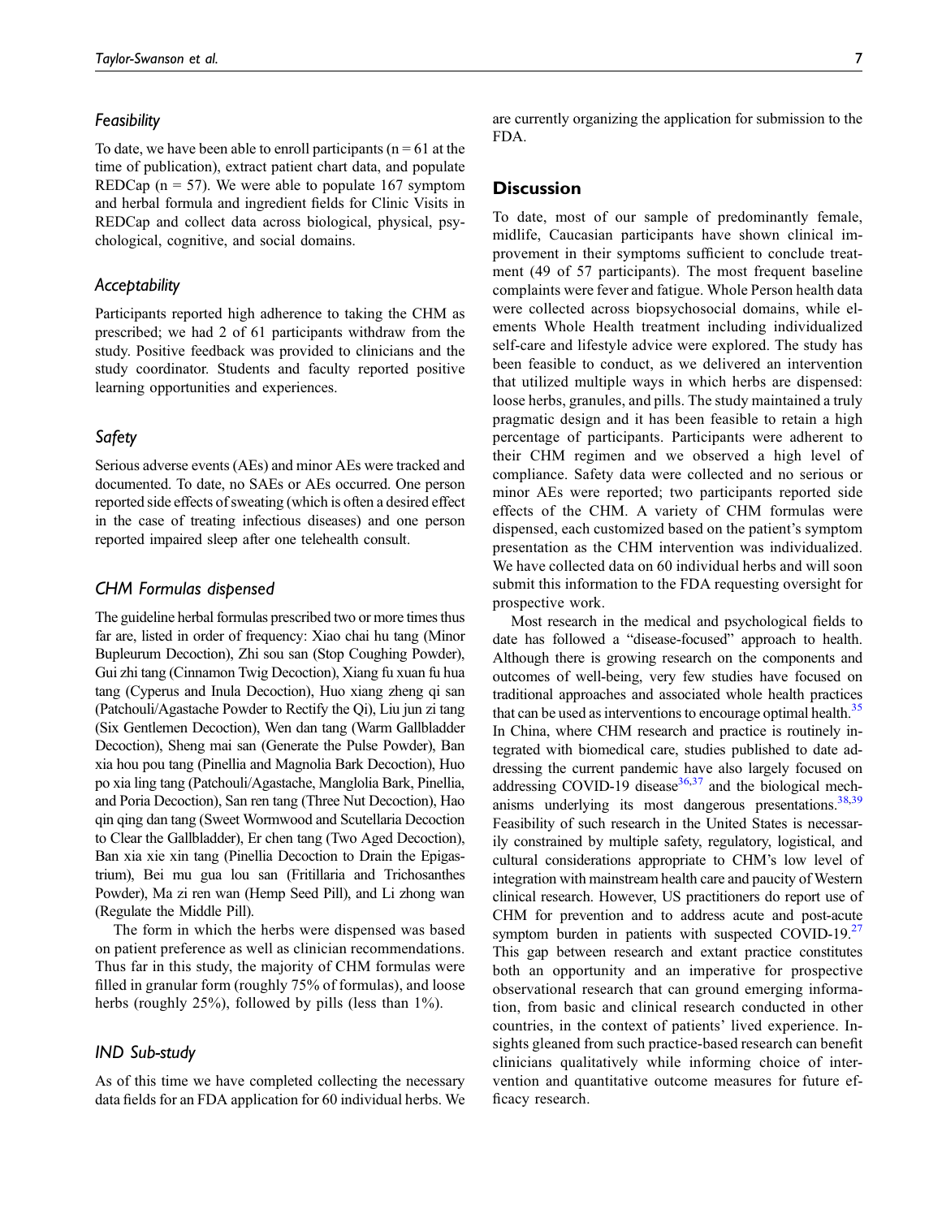### *Feasibility*

To date, we have been able to enroll participants (n = 61 at the time of publication), extract patient chart data, and populate REDCap (n = 57). We were able to populate 167 symptom and herbal formula and ingredient fields for Clinic Visits in REDCap and collect data across biological, physical, psychological, cognitive, and social domains.

### *Acceptability*

Participants reported high adherence to taking the CHM as prescribed; we had 2 of 61 participants withdraw from the study. Positive feedback was provided to clinicians and the study coordinator. Students and faculty reported positive learning opportunities and experiences.

### *Safety*

Serious adverse events (AEs) and minor AEs were tracked and documented. To date, no SAEs or AEs occurred. One person reported side effects of sweating (which is often a desired effect in the case of treating infectious diseases) and one person reported impaired sleep after one telehealth consult.

### *CHM Formulas dispensed*

The guideline herbal formulas prescribed two or more times thus far are, listed in order of frequency: Xiao chai hu tang (Minor Bupleurum Decoction), Zhi sou san (Stop Coughing Powder), Gui zhi tang (Cinnamon Twig Decoction), Xiang fu xuan fu hua tang (Cyperus and Inula Decoction), Huo xiang zheng qi san (Patchouli/Agastache Powder to Rectify the Qi), Liu jun zi tang (Six Gentlemen Decoction), Wen dan tang (Warm Gallbladder Decoction), Sheng mai san (Generate the Pulse Powder), Ban xia hou pou tang (Pinellia and Magnolia Bark Decoction), Huo po xia ling tang (Patchouli/Agastache, Manglolia Bark, Pinellia, and Poria Decoction), San ren tang (Three Nut Decoction), Hao qin qing dan tang (Sweet Wormwood and Scutellaria Decoction to Clear the Gallbladder), Er chen tang (Two Aged Decoction), Ban xia xie xin tang (Pinellia Decoction to Drain the Epigastrium), Bei mu gua lou san (Fritillaria and Trichosanthes Powder), Ma zi ren wan (Hemp Seed Pill), and Li zhong wan (Regulate the Middle Pill).

The form in which the herbs were dispensed was based on patient preference as well as clinician recommendations. Thus far in this study, the majority of CHM formulas were filled in granular form (roughly 75% of formulas), and loose herbs (roughly 25%), followed by pills (less than 1%).

### *IND Sub-study*

As of this time we have completed collecting the necessary data fields for an FDA application for 60 individual herbs. We are currently organizing the application for submission to the FDA.

## Discussion

To date, most of our sample of predominantly female, midlife, Caucasian participants have shown clinical improvement in their symptoms sufficient to conclude treatment (49 of 57 participants). The most frequent baseline complaints were fever and fatigue. Whole Person health data were collected across biopsychosocial domains, while elements Whole Health treatment including individualized self-care and lifestyle advice were explored. The study has been feasible to conduct, as we delivered an intervention that utilized multiple ways in which herbs are dispensed: loose herbs, granules, and pills. The study maintained a truly pragmatic design and it has been feasible to retain a high percentage of participants. Participants were adherent to their CHM regimen and we observed a high level of compliance. Safety data were collected and no serious or minor AEs were reported; two participants reported side effects of the CHM. A variety of CHM formulas were dispensed, each customized based on the patient's symptom presentation as the CHM intervention was individualized. We have collected data on 60 individual herbs and will soon submit this information to the FDA requesting oversight for prospective work.

Most research in the medical and psychological fields to date has followed a "disease-focused" approach to health. Although there is growing research on the components and outcomes of well-being, very few studies have focused on traditional approaches and associated whole health practices that can be used as interventions to encourage optimal health.[35] In China, where CHM research and practice is routinely integrated with biomedical care, studies published to date addressing the current pandemic have also largely focused on addressing COVID-19 disease[36,37] and the biological mechanisms underlying its most dangerous presentations.[38,39] Feasibility of such research in the United States is necessarily constrained by multiple safety, regulatory, logistical, and cultural considerations appropriate to CHM's low level of integration with mainstream health care and paucity of Western clinical research. However, US practitioners do report use of CHM for prevention and to address acute and post-acute symptom burden in patients with suspected COVID-19.[27] This gap between research and extant practice constitutes both an opportunity and an imperative for prospective observational research that can ground emerging information, from basic and clinical research conducted in other countries, in the context of patients' lived experience. Insights gleaned from such practice-based research can benefit clinicians qualitatively while informing choice of intervention and quantitative outcome measures for future efficacy research.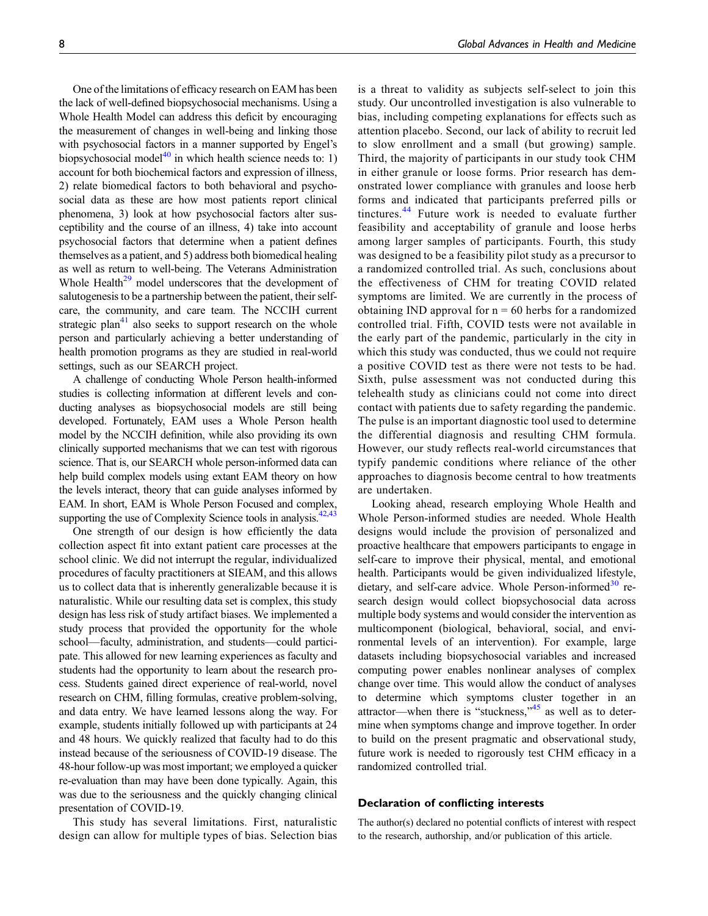One of the limitations of efficacy research on EAM has been the lack of well-defined biopsychosocial mechanisms. Using a Whole Health Model can address this deficit by encouraging the measurement of changes in well-being and linking those with psychosocial factors in a manner supported by Engel's biopsychosocial model[40] in which health science needs to: 1) account for both biochemical factors and expression of illness, 2) relate biomedical factors to both behavioral and psychosocial data as these are how most patients report clinical phenomena, 3) look at how psychosocial factors alter susceptibility and the course of an illness, 4) take into account psychosocial factors that determine when a patient defines themselves as a patient, and 5) address both biomedical healing as well as return to well-being. The Veterans Administration Whole Health[29] model underscores that the development of salutogenesis to be a partnership between the patient, their self-care, the community, and care team. The NCCIH current strategic plan[41] also seeks to support research on the whole person and particularly achieving a better understanding of health promotion programs as they are studied in real-world settings, such as our SEARCH project.

A challenge of conducting Whole Person health-informed studies is collecting information at different levels and conducting analyses as biopsychosocial models are still being developed. Fortunately, EAM uses a Whole Person health model by the NCCIH definition, while also providing its own clinically supported mechanisms that we can test with rigorous science. That is, our SEARCH whole person-informed data can help build complex models using extant EAM theory on how the levels interact, theory that can guide analyses informed by EAM. In short, EAM is Whole Person Focused and complex, supporting the use of Complexity Science tools in analysis.[42,43]

One strength of our design is how efficiently the data collection aspect fit into extant patient care processes at the school clinic. We did not interrupt the regular, individualized procedures of faculty practitioners at SIEAM, and this allows us to collect data that is inherently generalizable because it is naturalistic. While our resulting data set is complex, this study design has less risk of study artifact biases. We implemented a study process that provided the opportunity for the whole school—faculty, administration, and students—could participate. This allowed for new learning experiences as faculty and students had the opportunity to learn about the research process. Students gained direct experience of real-world, novel research on CHM, filling formulas, creative problem-solving, and data entry. We have learned lessons along the way. For example, students initially followed up with participants at 24 and 48 hours. We quickly realized that faculty had to do this instead because of the seriousness of COVID-19 disease. The 48-hour follow-up was most important; we employed a quicker re-evaluation than may have been done typically. Again, this was due to the seriousness and the quickly changing clinical presentation of COVID-19.

This study has several limitations. First, naturalistic design can allow for multiple types of bias. Selection bias is a threat to validity as subjects self-select to join this study. Our uncontrolled investigation is also vulnerable to bias, including competing explanations for effects such as attention placebo. Second, our lack of ability to recruit led to slow enrollment and a small (but growing) sample. Third, the majority of participants in our study took CHM in either granule or loose forms. Prior research has demonstrated lower compliance with granules and loose herb forms and indicated that participants preferred pills or tinctures.[44] Future work is needed to evaluate further feasibility and acceptability of granule and loose herbs among larger samples of participants. Fourth, this study was designed to be a feasibility pilot study as a precursor to a randomized controlled trial. As such, conclusions about the effectiveness of CHM for treating COVID related symptoms are limited. We are currently in the process of obtaining IND approval for n = 60 herbs for a randomized controlled trial. Fifth, COVID tests were not available in the early part of the pandemic, particularly in the city in which this study was conducted, thus we could not require a positive COVID test as there were not tests to be had. Sixth, pulse assessment was not conducted during this telehealth study as clinicians could not come into direct contact with patients due to safety regarding the pandemic. The pulse is an important diagnostic tool used to determine the differential diagnosis and resulting CHM formula. However, our study reflects real-world circumstances that typify pandemic conditions where reliance of the other approaches to diagnosis become central to how treatments are undertaken.

Looking ahead, research employing Whole Health and Whole Person-informed studies are needed. Whole Health designs would include the provision of personalized and proactive healthcare that empowers participants to engage in self-care to improve their physical, mental, and emotional health. Participants would be given individualized lifestyle, dietary, and self-care advice. Whole Person-informed[30] research design would collect biopsychosocial data across multiple body systems and would consider the intervention as multicomponent (biological, behavioral, social, and environmental levels of an intervention). For example, large datasets including biopsychosocial variables and increased computing power enables nonlinear analyses of complex change over time. This would allow the conduct of analyses to determine which symptoms cluster together in an attractor—when there is "stuckness,"[45] as well as to determine when symptoms change and improve together. In order to build on the present pragmatic and observational study, future work is needed to rigorously test CHM efficacy in a randomized controlled trial.

## Declaration of conflicting interests

The author(s) declared no potential conflicts of interest with respect to the research, authorship, and/or publication of this article.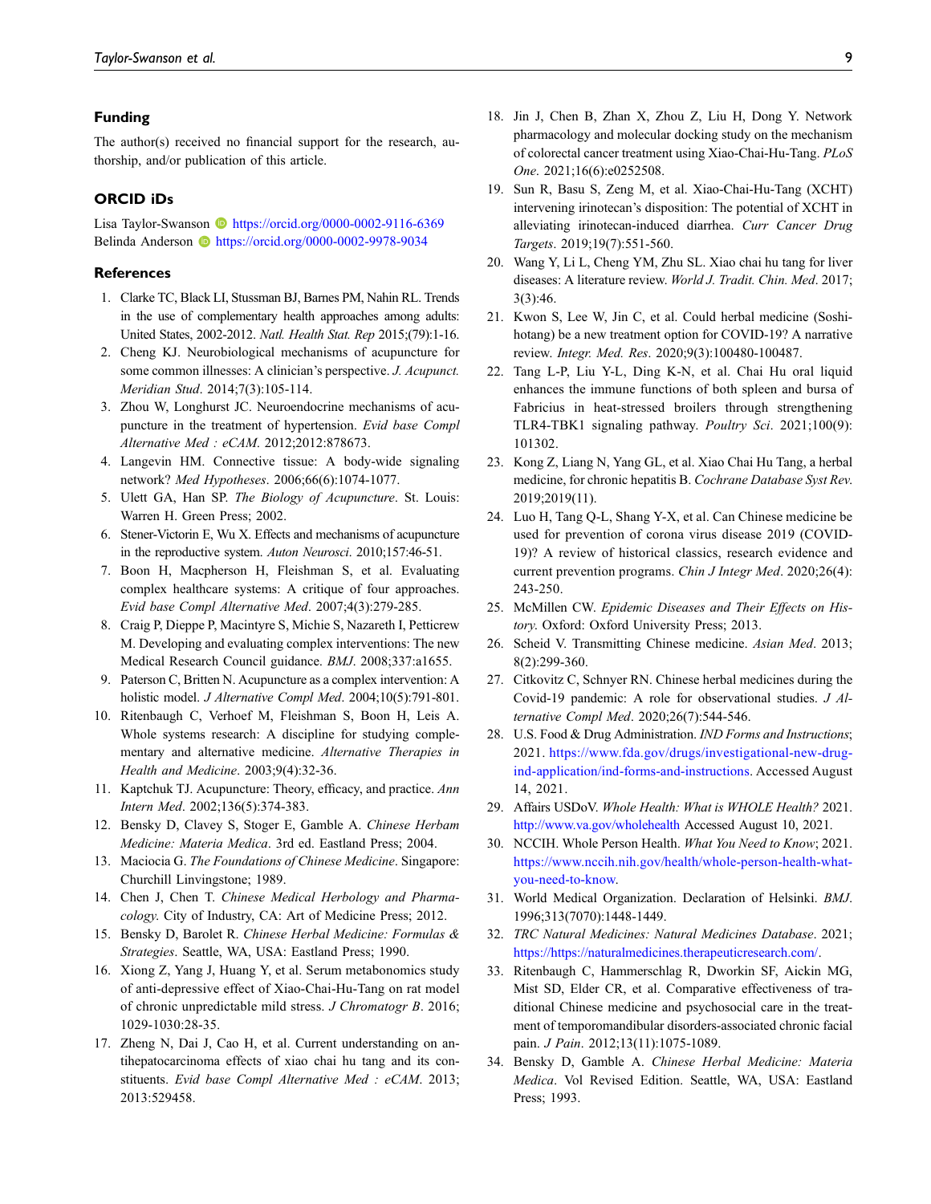## Funding

The author(s) received no financial support for the research, authorship, and/or publication of this article.

## ORCID iDs

Lisa Taylor-Swanson https://orcid.org/0000-0002-9116-6369
Belinda Anderson https://orcid.org/0000-0002-9978-9034

## References

1. Clarke TC, Black LI, Stussman BJ, Barnes PM, Nahin RL. Trends in the use of complementary health approaches among adults: United States, 2002-2012. *Natl. Health Stat. Rep* 2015;(79):1-16.
2. Cheng KJ. Neurobiological mechanisms of acupuncture for some common illnesses: A clinician's perspective. *J. Acupunct. Meridian Stud*. 2014;7(3):105-114.
3. Zhou W, Longhurst JC. Neuroendocrine mechanisms of acupuncture in the treatment of hypertension. *Evid base Compl Alternative Med : eCAM*. 2012;2012:878673.
4. Langevin HM. Connective tissue: A body-wide signaling network? *Med Hypotheses*. 2006;66(6):1074-1077.
5. Ulett GA, Han SP. *The Biology of Acupuncture*. St. Louis: Warren H. Green Press; 2002.
6. Stener-Victorin E, Wu X. Effects and mechanisms of acupuncture in the reproductive system. *Auton Neurosci*. 2010;157:46-51.
7. Boon H, Macpherson H, Fleishman S, et al. Evaluating complex healthcare systems: A critique of four approaches. *Evid base Compl Alternative Med*. 2007;4(3):279-285.
8. Craig P, Dieppe P, Macintyre S, Michie S, Nazareth I, Petticrew M. Developing and evaluating complex interventions: The new Medical Research Council guidance. *BMJ*. 2008;337:a1655.
9. Paterson C, Britten N. Acupuncture as a complex intervention: A holistic model. *J Alternative Compl Med*. 2004;10(5):791-801.
10. Ritenbaugh C, Verhoef M, Fleishman S, Boon H, Leis A. Whole systems research: A discipline for studying complementary and alternative medicine. *Alternative Therapies in Health and Medicine*. 2003;9(4):32-36.
11. Kaptchuk TJ. Acupuncture: Theory, efficacy, and practice. *Ann Intern Med*. 2002;136(5):374-383.
12. Bensky D, Clavey S, Stoger E, Gamble A. *Chinese Herbam Medicine: Materia Medica*. 3rd ed. Eastland Press; 2004.
13. Maciocia G. *The Foundations of Chinese Medicine*. Singapore: Churchill Linvingstone; 1989.
14. Chen J, Chen T. *Chinese Medical Herbology and Pharmacology*. City of Industry, CA: Art of Medicine Press; 2012.
15. Bensky D, Barolet R. *Chinese Herbal Medicine: Formulas & Strategies*. Seattle, WA, USA: Eastland Press; 1990.
16. Xiong Z, Yang J, Huang Y, et al. Serum metabonomics study of anti-depressive effect of Xiao-Chai-Hu-Tang on rat model of chronic unpredictable mild stress. *J Chromatogr B*. 2016; 1029-1030:28-35.
17. Zheng N, Dai J, Cao H, et al. Current understanding on antihepatocarcinoma effects of xiao chai hu tang and its constituents. *Evid base Compl Alternative Med : eCAM*. 2013; 2013:529458.
18. Jin J, Chen B, Zhan X, Zhou Z, Liu H, Dong Y. Network pharmacology and molecular docking study on the mechanism of colorectal cancer treatment using Xiao-Chai-Hu-Tang. *PLoS One*. 2021;16(6):e0252508.
19. Sun R, Basu S, Zeng M, et al. Xiao-Chai-Hu-Tang (XCHT) intervening irinotecan's disposition: The potential of XCHT in alleviating irinotecan-induced diarrhea. *Curr Cancer Drug Targets*. 2019;19(7):551-560.
20. Wang Y, Li L, Cheng YM, Zhu SL. Xiao chai hu tang for liver diseases: A literature review. *World J. Tradit. Chin. Med*. 2017; 3(3):46.
21. Kwon S, Lee W, Jin C, et al. Could herbal medicine (Soshihotang) be a new treatment option for COVID-19? A narrative review. *Integr. Med. Res*. 2020;9(3):100480-100487.
22. Tang L-P, Liu Y-L, Ding K-N, et al. Chai Hu oral liquid enhances the immune functions of both spleen and bursa of Fabricius in heat-stressed broilers through strengthening TLR4-TBK1 signaling pathway. *Poultry Sci*. 2021;100(9): 101302.
23. Kong Z, Liang N, Yang GL, et al. Xiao Chai Hu Tang, a herbal medicine, for chronic hepatitis B. *Cochrane Database Syst Rev*. 2019;2019(11).
24. Luo H, Tang Q-L, Shang Y-X, et al. Can Chinese medicine be used for prevention of corona virus disease 2019 (COVID-19)? A review of historical classics, research evidence and current prevention programs. *Chin J Integr Med*. 2020;26(4): 243-250.
25. McMillen CW. *Epidemic Diseases and Their Effects on History*. Oxford: Oxford University Press; 2013.
26. Scheid V. Transmitting Chinese medicine. *Asian Med*. 2013; 8(2):299-360.
27. Citkovitz C, Schnyer RN. Chinese herbal medicines during the Covid-19 pandemic: A role for observational studies. *J Alternative Compl Med*. 2020;26(7):544-546.
28. U.S. Food & Drug Administration. *IND Forms and Instructions*; 2021. https://www.fda.gov/drugs/investigational-new-drug-ind-application/ind-forms-and-instructions. Accessed August 14, 2021.
29. Affairs USDoV. *Whole Health: What is WHOLE Health?* 2021. http://www.va.gov/wholehealth Accessed August 10, 2021.
30. NCCIH. Whole Person Health. *What You Need to Know*; 2021. https://www.nccih.nih.gov/health/whole-person-health-what-you-need-to-know.
31. World Medical Organization. Declaration of Helsinki. *BMJ*. 1996;313(7070):1448-1449.
32. *TRC Natural Medicines: Natural Medicines Database*. 2021; https://https://naturalmedicines.therapeuticresearch.com/.
33. Ritenbaugh C, Hammerschlag R, Dworkin SF, Aickin MG, Mist SD, Elder CR, et al. Comparative effectiveness of traditional Chinese medicine and psychosocial care in the treatment of temporomandibular disorders-associated chronic facial pain. *J Pain*. 2012;13(11):1075-1089.
34. Bensky D, Gamble A. *Chinese Herbal Medicine: Materia Medica*. Vol Revised Edition. Seattle, WA, USA: Eastland Press; 1993.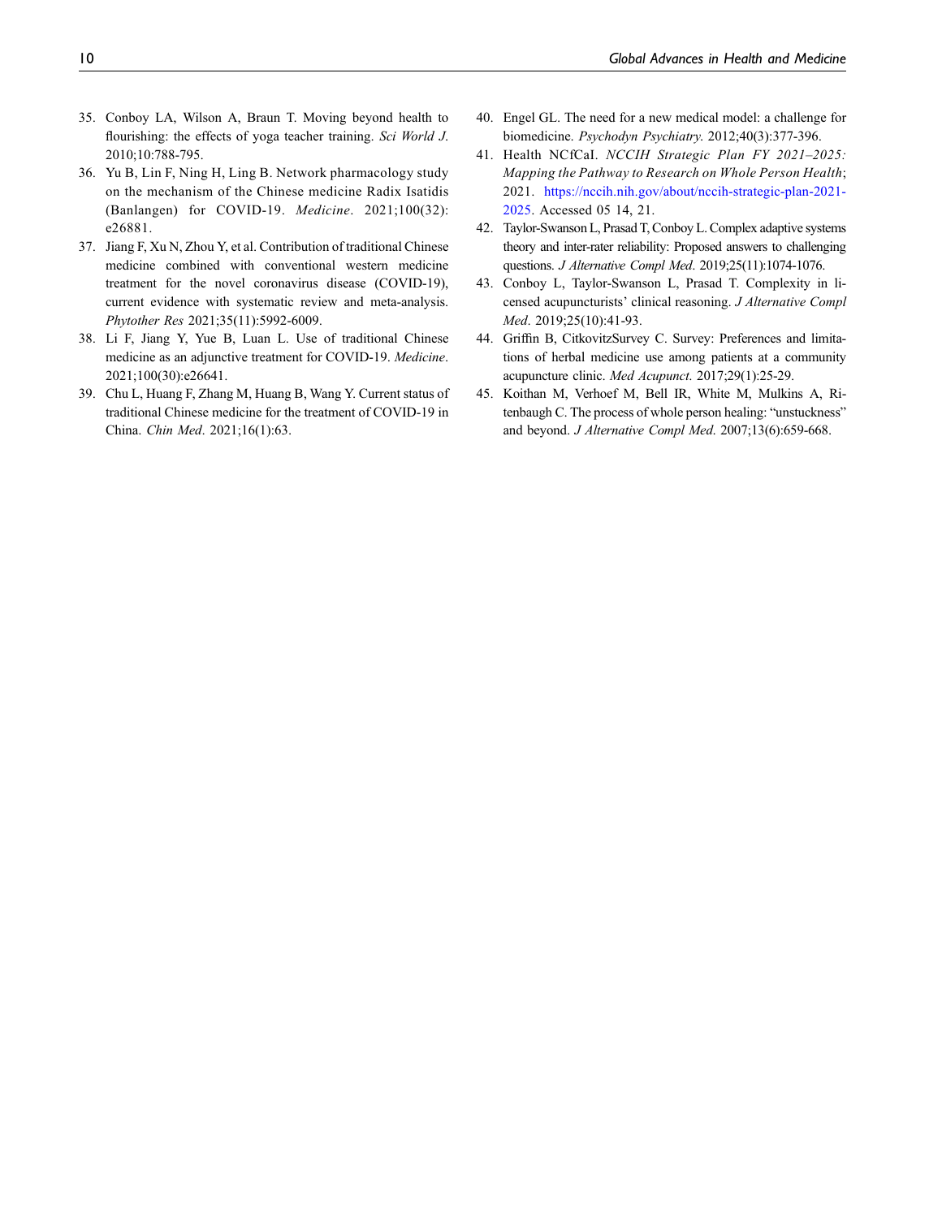35. Conboy LA, Wilson A, Braun T. Moving beyond health to flourishing: the effects of yoga teacher training. *Sci World J*. 2010;10:788-795.
36. Yu B, Lin F, Ning H, Ling B. Network pharmacology study on the mechanism of the Chinese medicine Radix Isatidis (Banlangen) for COVID-19. *Medicine*. 2021;100(32): e26881.
37. Jiang F, Xu N, Zhou Y, et al. Contribution of traditional Chinese medicine combined with conventional western medicine treatment for the novel coronavirus disease (COVID-19), current evidence with systematic review and meta-analysis. *Phytother Res* 2021;35(11):5992-6009.
38. Li F, Jiang Y, Yue B, Luan L. Use of traditional Chinese medicine as an adjunctive treatment for COVID-19. *Medicine*. 2021;100(30):e26641.
39. Chu L, Huang F, Zhang M, Huang B, Wang Y. Current status of traditional Chinese medicine for the treatment of COVID-19 in China. *Chin Med*. 2021;16(1):63.
40. Engel GL. The need for a new medical model: a challenge for biomedicine. *Psychodyn Psychiatry*. 2012;40(3):377-396.
41. Health NCfCaI. *NCCIH Strategic Plan FY 2021–2025: Mapping the Pathway to Research on Whole Person Health*; 2021. https://nccih.nih.gov/about/nccih-strategic-plan-2021-2025. Accessed 05 14, 21.
42. Taylor-Swanson L, Prasad T, Conboy L. Complex adaptive systems theory and inter-rater reliability: Proposed answers to challenging questions. *J Alternative Compl Med*. 2019;25(11):1074-1076.
43. Conboy L, Taylor-Swanson L, Prasad T. Complexity in licensed acupuncturists' clinical reasoning. *J Alternative Compl Med*. 2019;25(10):41-93.
44. Griffin B, CitkovitzSurvey C. Survey: Preferences and limitations of herbal medicine use among patients at a community acupuncture clinic. *Med Acupunct*. 2017;29(1):25-29.
45. Koithan M, Verhoef M, Bell IR, White M, Mulkins A, Ritenbaugh C. The process of whole person healing: "unstuckness" and beyond. *J Alternative Compl Med*. 2007;13(6):659-668.